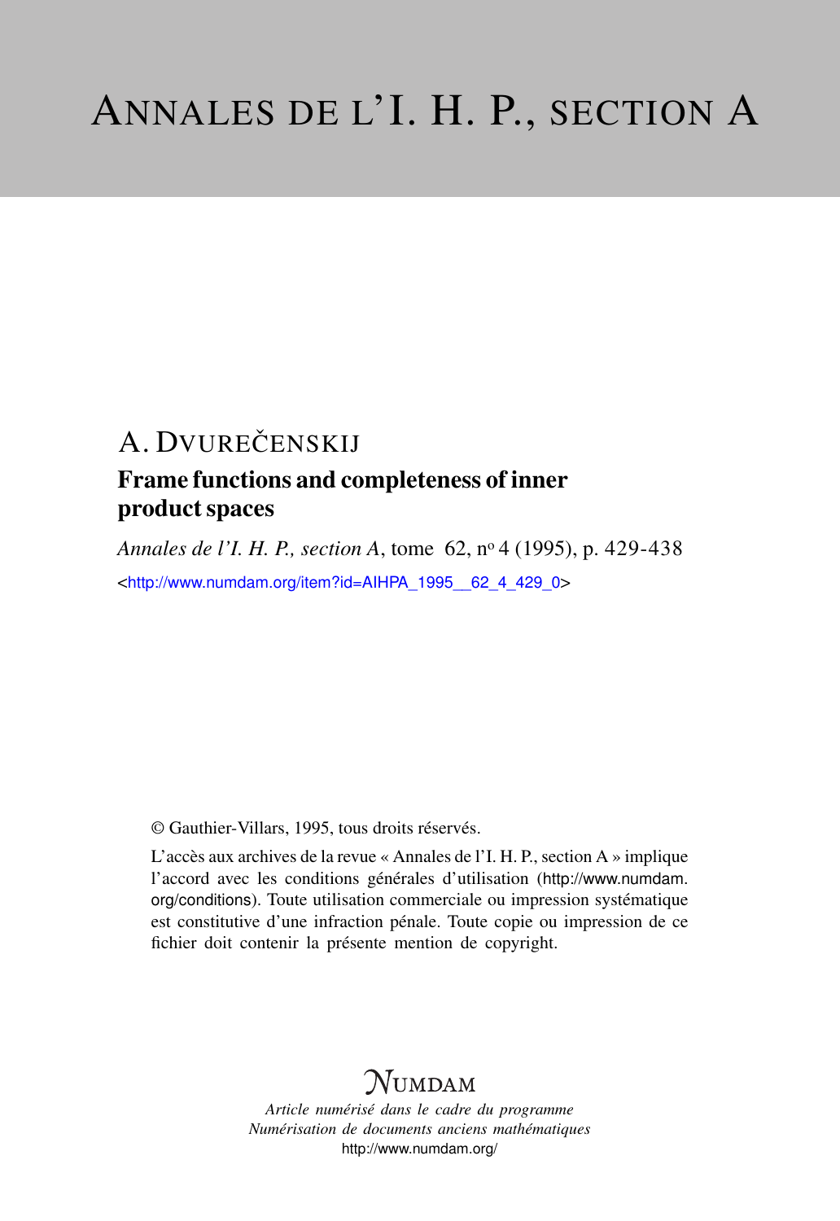# ANNALES DE L'I. H. P., SECTION A

## A. DVUREČENSKIJ

### Frame functions and completeness of inner product spaces

*Annales de l'I. H. P., section A*, tome 62, nº 4 (1995), p. 429-438

<http://www.numdam.org/item?id=AIHPA_1995__62_4_429_0>

© Gauthier-Villars, 1995, tous droits réservés.

L'accès aux archives de la revue « Annales de l'I. H. P., section A » implique l'accord avec les conditions générales d'utilisation (http://www.numdam.org/conditions). Toute utilisation commerciale ou impression systématique est constitutive d'une infraction pénale. Toute copie ou impression de ce fichier doit contenir la présente mention de copyright.

NUMDAM

*Article numérisé dans le cadre du programme*
*Numérisation de documents anciens mathématiques*
http://www.numdam.org/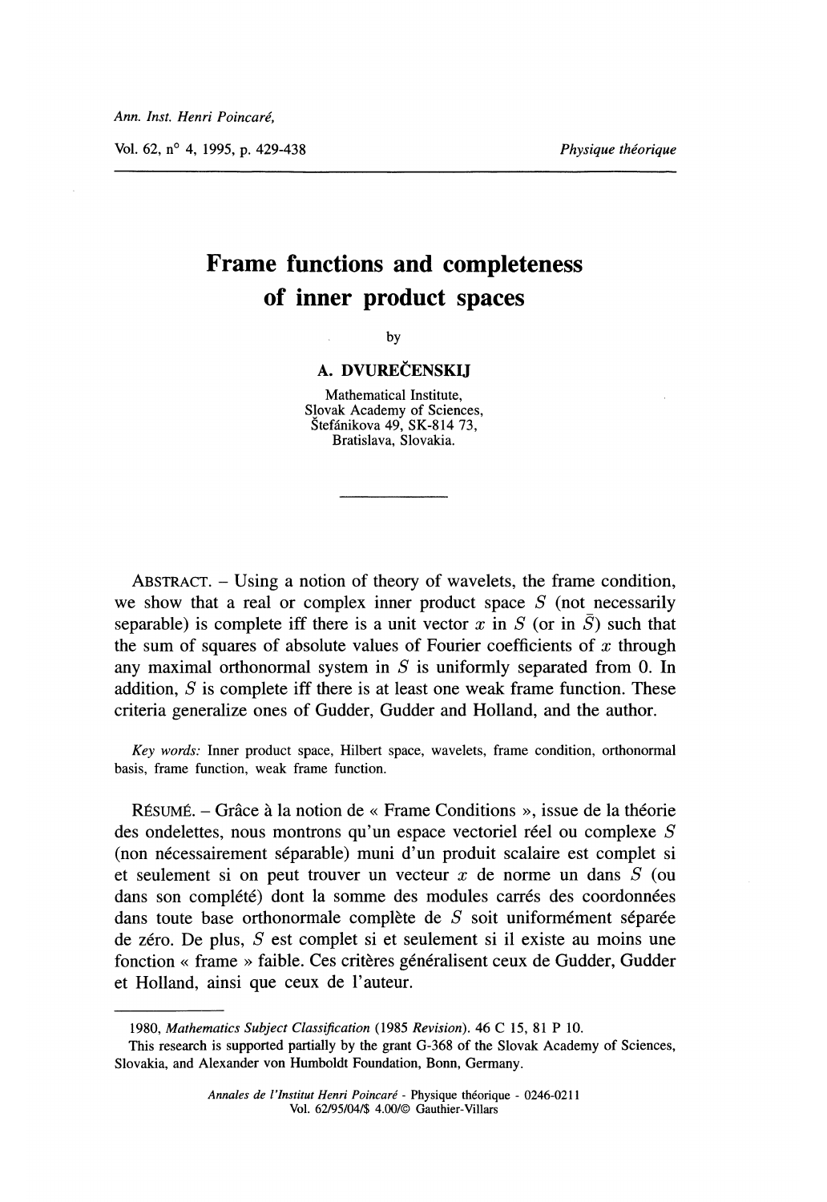# Frame functions and completeness of inner product spaces

by

**A. DVUREČENSKIJ**

Mathematical Institute,
Slovak Academy of Sciences,
Štefánikova 49, SK-814 73,
Bratislava, Slovakia.

---

ABSTRACT. – Using a notion of theory of wavelets, the frame condition, we show that a real or complex inner product space $S$ (not necessarily separable) is complete iff there is a unit vector $x$ in $S$ (or in $\bar{S}$) such that the sum of squares of absolute values of Fourier coefficients of $x$ through any maximal orthonormal system in $S$ is uniformly separated from 0. In addition, $S$ is complete iff there is at least one weak frame function. These criteria generalize ones of Gudder, Gudder and Holland, and the author.

*Key words:* Inner product space, Hilbert space, wavelets, frame condition, orthonormal basis, frame function, weak frame function.

RÉSUMÉ. – Grâce à la notion de « Frame Conditions », issue de la théorie des ondelettes, nous montrons qu'un espace vectoriel réel ou complexe $S$ (non nécessairement séparable) muni d'un produit scalaire est complet si et seulement si on peut trouver un vecteur $x$ de norme un dans $S$ (ou dans son complété) dont la somme des modules carrés des coordonnées dans toute base orthonormale complète de $S$ soit uniformément séparée de zéro. De plus, $S$ est complet si et seulement si il existe au moins une fonction « frame » faible. Ces critères généralisent ceux de Gudder, Gudder et Holland, ainsi que ceux de l'auteur.

---

1980, *Mathematics Subject Classification* (1985 *Revision*). 46 C 15, 81 P 10.

This research is supported partially by the grant G-368 of the Slovak Academy of Sciences, Slovakia, and Alexander von Humboldt Foundation, Bonn, Germany.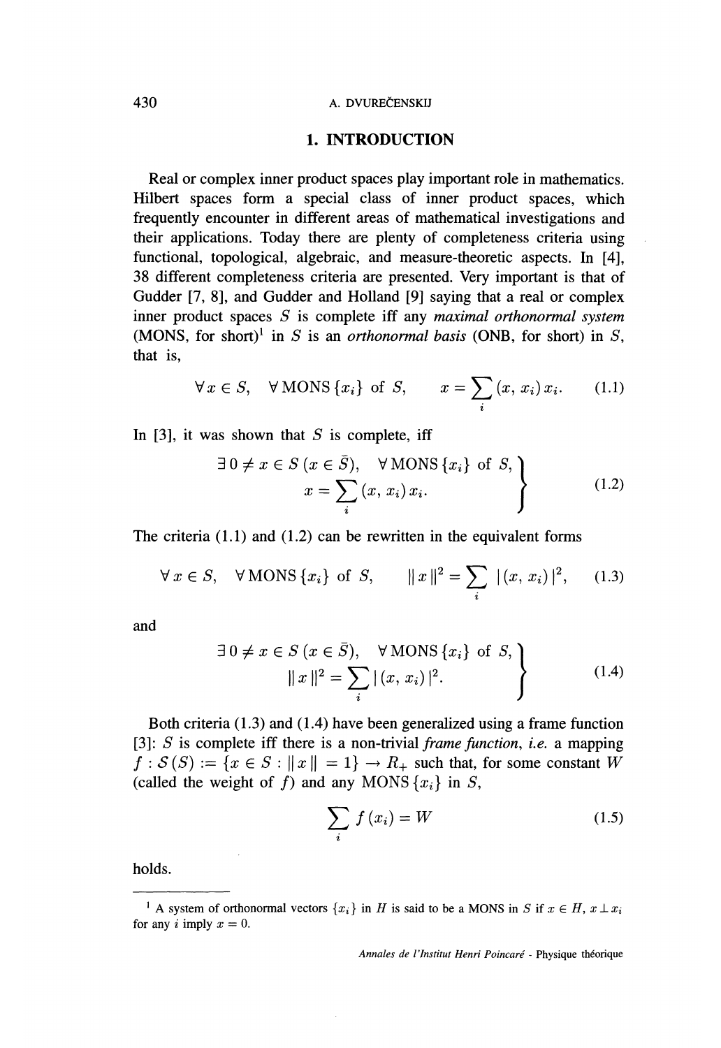# 1. INTRODUCTION

Real or complex inner product spaces play important role in mathematics. Hilbert spaces form a special class of inner product spaces, which frequently encounter in different areas of mathematical investigations and their applications. Today there are plenty of completeness criteria using functional, topological, algebraic, and measure-theoretic aspects. In [4], 38 different completeness criteria are presented. Very important is that of Gudder [7, 8], and Gudder and Holland [9] saying that a real or complex inner product spaces $S$ is complete iff any *maximal orthonormal system* (MONS, for short)[1] in $S$ is an *orthonormal basis* (ONB, for short) in $S$, that is,

$$\forall\, x \in S, \quad \forall\, \mathrm{MONS}\,\{x_i\} \text{ of } S, \qquad x = \sum_i (x,\, x_i)\, x_i. \tag{1.1}$$

In [3], it was shown that $S$ is complete, iff

$$\left.\begin{array}{c} \exists\, 0 \neq x \in S\; (x \in \bar{S}), \quad \forall\, \mathrm{MONS}\,\{x_i\} \text{ of } S, \\ x = \sum_i (x,\, x_i)\, x_i. \end{array}\right\} \tag{1.2}$$

The criteria (1.1) and (1.2) can be rewritten in the equivalent forms

$$\forall\, x \in S, \quad \forall\, \mathrm{MONS}\,\{x_i\} \text{ of } S, \qquad \|\, x\,\|^2 = \sum_i |\,(x,\, x_i)\,|^2, \tag{1.3}$$

and

$$\left.\begin{array}{c} \exists\, 0 \neq x \in S\; (x \in \bar{S}), \quad \forall\, \mathrm{MONS}\,\{x_i\} \text{ of } S, \\ \|\, x\,\|^2 = \sum_i |\,(x,\, x_i)\,|^2. \end{array}\right\} \tag{1.4}$$

Both criteria (1.3) and (1.4) have been generalized using a frame function [3]: $S$ is complete iff there is a non-trivial *frame function*, *i.e.* a mapping $f : \mathcal{S}(S) := \{x \in S : \|\, x\,\| = 1\} \to R_+$ such that, for some constant $W$ (called the weight of $f$) and any MONS $\{x_i\}$ in $S$,

$$\sum_i f(x_i) = W \tag{1.5}$$

holds.

---

[1] A system of orthonormal vectors $\{x_i\}$ in $H$ is said to be a MONS in $S$ if $x \in H$, $x \perp x_i$ for any $i$ imply $x = 0$.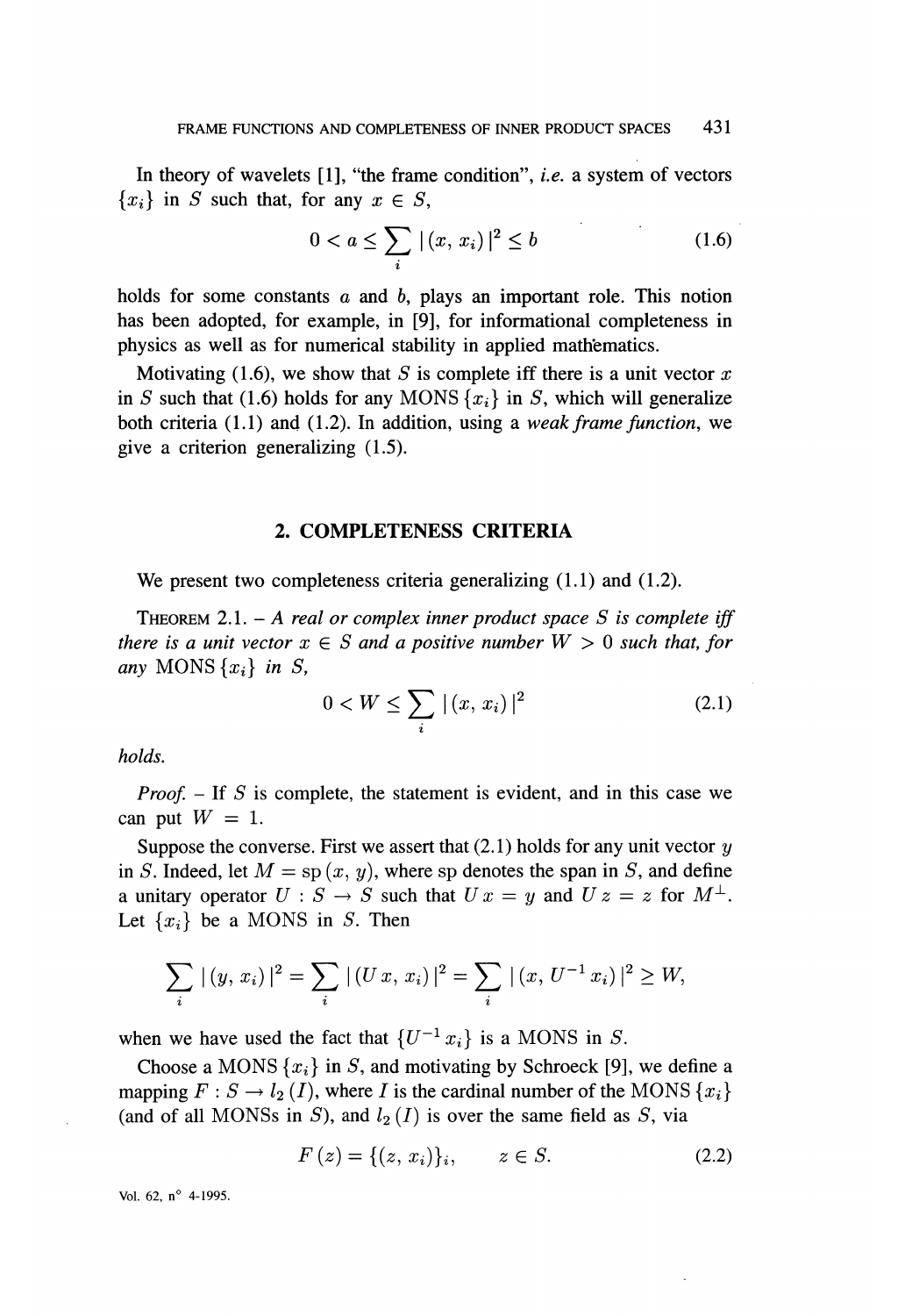In theory of wavelets [1], "the frame condition", *i.e.* a system of vectors $\{x_i\}$ in $S$ such that, for any $x \in S$,

$$0 < a \leq \sum_i |(x, x_i)|^2 \leq b \tag{1.6}$$

holds for some constants $a$ and $b$, plays an important role. This notion has been adopted, for example, in [9], for informational completeness in physics as well as for numerical stability in applied mathematics.

Motivating (1.6), we show that $S$ is complete iff there is a unit vector $x$ in $S$ such that (1.6) holds for any MONS $\{x_i\}$ in $S$, which will generalize both criteria (1.1) and (1.2). In addition, using a *weak frame function*, we give a criterion generalizing (1.5).

## 2. COMPLETENESS CRITERIA

We present two completeness criteria generalizing (1.1) and (1.2).

THEOREM 2.1. – *A real or complex inner product space $S$ is complete iff there is a unit vector $x \in S$ and a positive number $W > 0$ such that, for any* MONS $\{x_i\}$ *in $S$,*

$$0 < W \leq \sum_i |(x, x_i)|^2 \tag{2.1}$$

*holds.*

*Proof.* – If $S$ is complete, the statement is evident, and in this case we can put $W = 1$.

Suppose the converse. First we assert that (2.1) holds for any unit vector $y$ in $S$. Indeed, let $M = \text{sp}(x, y)$, where sp denotes the span in $S$, and define a unitary operator $U : S \to S$ such that $Ux = y$ and $Uz = z$ for $M^{\perp}$. Let $\{x_i\}$ be a MONS in $S$. Then

$$\sum_i |(y, x_i)|^2 = \sum_i |(Ux, x_i)|^2 = \sum_i |(x, U^{-1} x_i)|^2 \geq W,$$

when we have used the fact that $\{U^{-1} x_i\}$ is a MONS in $S$.

Choose a MONS $\{x_i\}$ in $S$, and motivating by Schroeck [9], we define a mapping $F : S \to l_2(I)$, where $I$ is the cardinal number of the MONS $\{x_i\}$ (and of all MONSs in $S$), and $l_2(I)$ is over the same field as $S$, via

$$F(z) = \{(z, x_i)\}_i, \qquad z \in S. \tag{2.2}$$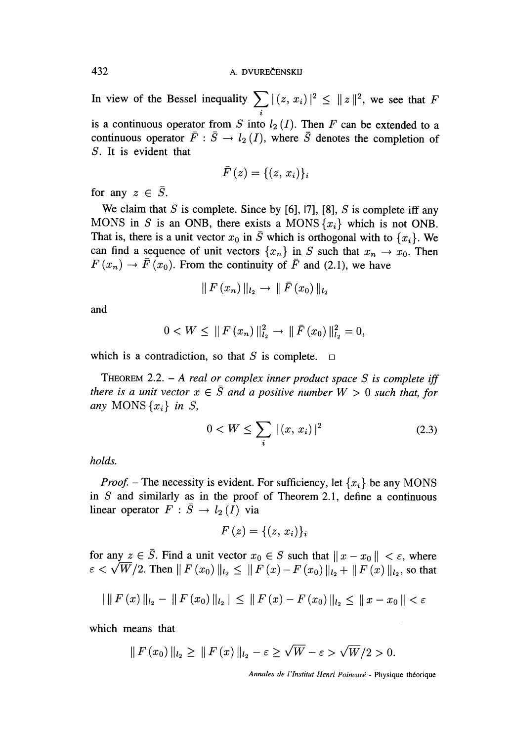In view of the Bessel inequality $\sum_i |(z, x_i)|^2 \leq \|z\|^2$, we see that $F$ is a continuous operator from $S$ into $l_2(I)$. Then $F$ can be extended to a continuous operator $\bar{F} : \bar{S} \to l_2(I)$, where $\bar{S}$ denotes the completion of $S$. It is evident that

$$\bar{F}(z) = \{(z, x_i)\}_i$$

for any $z \in \bar{S}$.

We claim that $S$ is complete. Since by [6], [7], [8], $S$ is complete iff any MONS in $S$ is an ONB, there exists a MONS $\{x_i\}$ which is not ONB. That is, there is a unit vector $x_0$ in $\bar{S}$ which is orthogonal with to $\{x_i\}$. We can find a sequence of unit vectors $\{x_n\}$ in $S$ such that $x_n \to x_0$. Then $F(x_n) \to \bar{F}(x_0)$. From the continuity of $\bar{F}$ and (2.1), we have

$$\|F(x_n)\|_{l_2} \to \|\bar{F}(x_0)\|_{l_2}$$

and

$$0 < W \leq \|F(x_n)\|_{l_2}^2 \to \|\bar{F}(x_0)\|_{l_2}^2 = 0,$$

which is a contradiction, so that $S$ is complete. □

THEOREM 2.2. – *A real or complex inner product space $S$ is complete iff there is a unit vector $x \in \bar{S}$ and a positive number $W > 0$ such that, for any MONS $\{x_i\}$ in $S$,*

$$0 < W \leq \sum_i |(x, x_i)|^2 \tag{2.3}$$

*holds.*

*Proof.* – The necessity is evident. For sufficiency, let $\{x_i\}$ be any MONS in $S$ and similarly as in the proof of Theorem 2.1, define a continuous linear operator $F : \bar{S} \to l_2(I)$ via

$$F(z) = \{(z, x_i)\}_i$$

for any $z \in \bar{S}$. Find a unit vector $x_0 \in S$ such that $\|x - x_0\| < \varepsilon$, where $\varepsilon < \sqrt{W}/2$. Then $\|F(x_0)\|_{l_2} \leq \|F(x) - F(x_0)\|_{l_2} + \|F(x)\|_{l_2}$, so that

$$|\,\|F(x)\|_{l_2} - \|F(x_0)\|_{l_2}\,| \leq \|F(x) - F(x_0)\|_{l_2} \leq \|x - x_0\| < \varepsilon$$

which means that

$$\|F(x_0)\|_{l_2} \geq \|F(x)\|_{l_2} - \varepsilon \geq \sqrt{W} - \varepsilon > \sqrt{W}/2 > 0.$$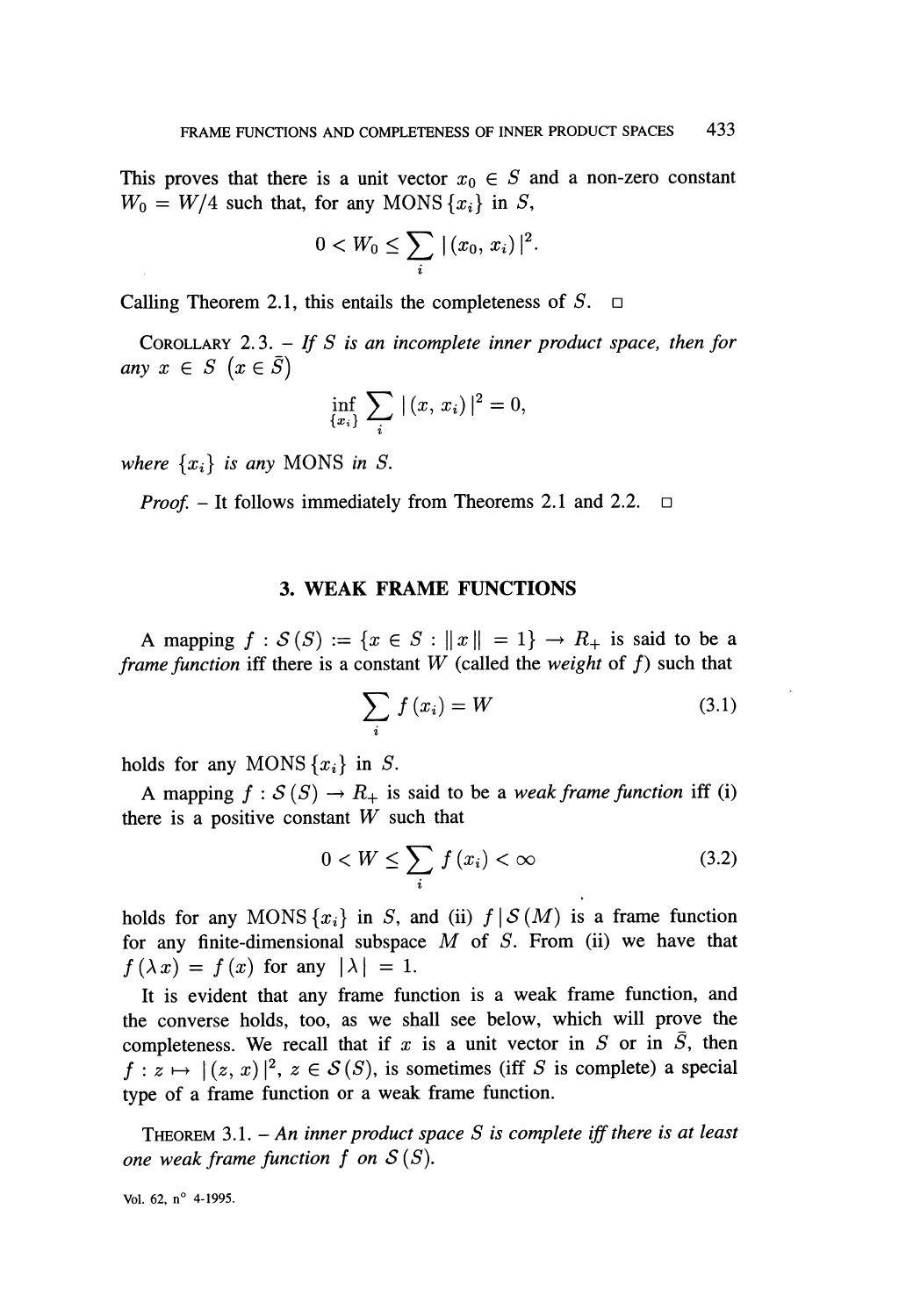This proves that there is a unit vector $x_0 \in S$ and a non-zero constant $W_0 = W/4$ such that, for any MONS $\{x_i\}$ in $S$,

$$0 < W_0 \leq \sum_i |(x_0, x_i)|^2.$$

Calling Theorem 2.1, this entails the completeness of $S$. □

COROLLARY 2.3. – *If $S$ is an incomplete inner product space, then for any $x \in S$ $(x \in \bar{S})$*

$$\inf_{\{x_i\}} \sum_i |(x, x_i)|^2 = 0,$$

*where $\{x_i\}$ is any* MONS *in $S$.*

*Proof.* – It follows immediately from Theorems 2.1 and 2.2. □

## 3. WEAK FRAME FUNCTIONS

A mapping $f : \mathcal{S}(S) := \{x \in S : \|x\| = 1\} \rightarrow R_+$ is said to be a *frame function* iff there is a constant $W$ (called the *weight* of $f$) such that

$$\sum_i f(x_i) = W \tag{3.1}$$

holds for any MONS $\{x_i\}$ in $S$.

A mapping $f : \mathcal{S}(S) \rightarrow R_+$ is said to be a *weak frame function* iff (i) there is a positive constant $W$ such that

$$0 < W \leq \sum_i f(x_i) < \infty \tag{3.2}$$

holds for any MONS $\{x_i\}$ in $S$, and (ii) $f \mid \mathcal{S}(M)$ is a frame function for any finite-dimensional subspace $M$ of $S$. From (ii) we have that $f(\lambda x) = f(x)$ for any $|\lambda| = 1$.

It is evident that any frame function is a weak frame function, and the converse holds, too, as we shall see below, which will prove the completeness. We recall that if $x$ is a unit vector in $S$ or in $\bar{S}$, then $f : z \mapsto |(z, x)|^2$, $z \in \mathcal{S}(S)$, is sometimes (iff $S$ is complete) a special type of a frame function or a weak frame function.

THEOREM 3.1. – *An inner product space $S$ is complete iff there is at least one weak frame function $f$ on $\mathcal{S}(S)$.*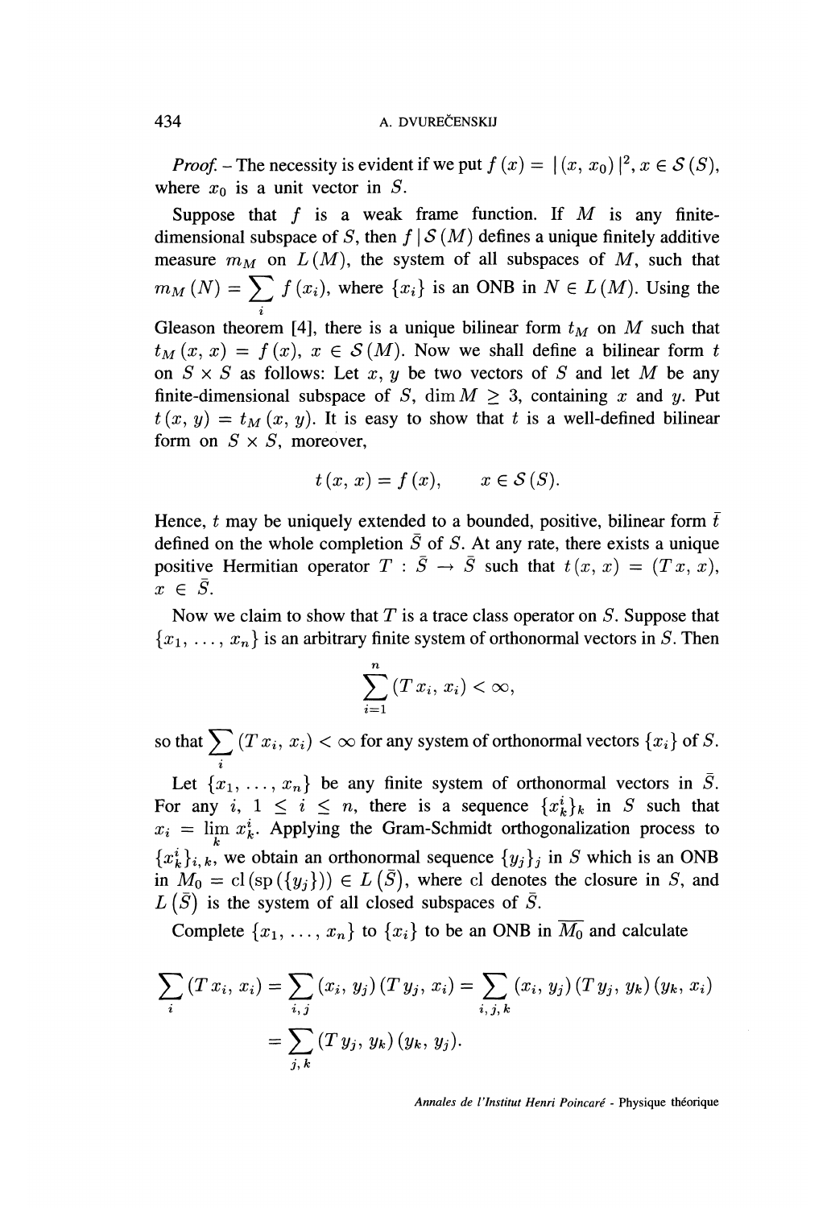*Proof.* – The necessity is evident if we put $f(x) = |(x, x_0)|^2$, $x \in \mathcal{S}(S)$, where $x_0$ is a unit vector in $S$.

Suppose that $f$ is a weak frame function. If $M$ is any finite-dimensional subspace of $S$, then $f \mid \mathcal{S}(M)$ defines a unique finitely additive measure $m_M$ on $L(M)$, the system of all subspaces of $M$, such that $m_M(N) = \sum_i f(x_i)$, where $\{x_i\}$ is an ONB in $N \in L(M)$. Using the Gleason theorem [4], there is a unique bilinear form $t_M$ on $M$ such that $t_M(x, x) = f(x)$, $x \in \mathcal{S}(M)$. Now we shall define a bilinear form $t$ on $S \times S$ as follows: Let $x, y$ be two vectors of $S$ and let $M$ be any finite-dimensional subspace of $S$, $\dim M \geq 3$, containing $x$ and $y$. Put $t(x, y) = t_M(x, y)$. It is easy to show that $t$ is a well-defined bilinear form on $S \times S$, moreover,

$$t(x, x) = f(x), \qquad x \in \mathcal{S}(S).$$

Hence, $t$ may be uniquely extended to a bounded, positive, bilinear form $\bar{t}$ defined on the whole completion $\bar{S}$ of $S$. At any rate, there exists a unique positive Hermitian operator $T : \bar{S} \to \bar{S}$ such that $t(x, x) = (Tx, x)$, $x \in \bar{S}$.

Now we claim to show that $T$ is a trace class operator on $S$. Suppose that $\{x_1, \ldots, x_n\}$ is an arbitrary finite system of orthonormal vectors in $S$. Then

$$\sum_{i=1}^{n} (Tx_i, x_i) < \infty,$$

so that $\sum_i (Tx_i, x_i) < \infty$ for any system of orthonormal vectors $\{x_i\}$ of $S$.

Let $\{x_1, \ldots, x_n\}$ be any finite system of orthonormal vectors in $\bar{S}$. For any $i$, $1 \leq i \leq n$, there is a sequence $\{x_k^i\}_k$ in $S$ such that $x_i = \lim_k x_k^i$. Applying the Gram-Schmidt orthogonalization process to $\{x_k^i\}_{i,k}$, we obtain an orthonormal sequence $\{y_j\}_j$ in $S$ which is an ONB in $M_0 = \operatorname{cl}(\operatorname{sp}(\{y_j\})) \in L(\bar{S})$, where cl denotes the closure in $S$, and $L(\bar{S})$ is the system of all closed subspaces of $\bar{S}$.

Complete $\{x_1, \ldots, x_n\}$ to $\{x_i\}$ to be an ONB in $\overline{M_0}$ and calculate

$$\sum_i (Tx_i, x_i) = \sum_{i,j} (x_i, y_j)(Ty_j, x_i) = \sum_{i,j,k} (x_i, y_j)(Ty_j, y_k)(y_k, x_i)$$
$$= \sum_{j,k} (Ty_j, y_k)(y_k, y_j).$$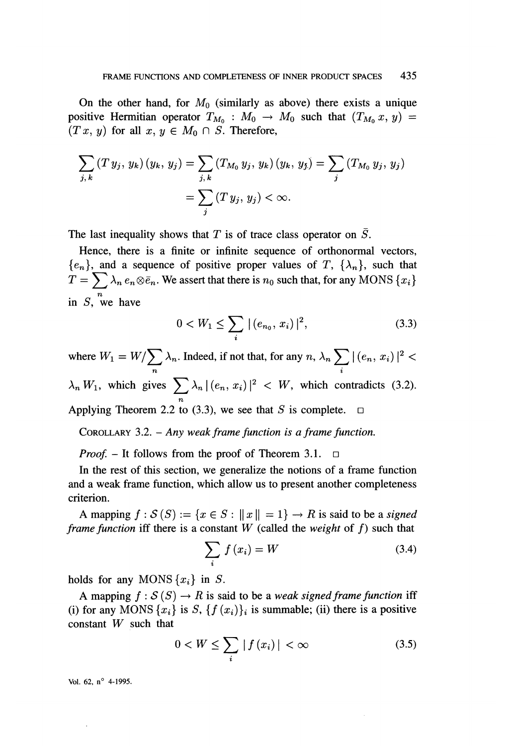On the other hand, for $M_0$ (similarly as above) there exists a unique positive Hermitian operator $T_{M_0} : M_0 \to M_0$ such that $(T_{M_0} x, y) = (T x, y)$ for all $x, y \in M_0 \cap S$. Therefore,

$$\sum_{j,k} (T y_j, y_k) (y_k, y_j) = \sum_{j,k} (T_{M_0} y_j, y_k) (y_k, y_j) = \sum_j (T_{M_0} y_j, y_j)$$
$$= \sum_j (T y_j, y_j) < \infty.$$

The last inequality shows that $T$ is of trace class operator on $\bar{S}$.

Hence, there is a finite or infinite sequence of orthonormal vectors, $\{e_n\}$, and a sequence of positive proper values of $T$, $\{\lambda_n\}$, such that $T = \sum_n \lambda_n e_n \otimes \bar{e}_n$. We assert that there is $n_0$ such that, for any MONS $\{x_i\}$ in $S$, we have

$$0 < W_1 \leq \sum_i |(e_{n_0}, x_i)|^2, \tag{3.3}$$

where $W_1 = W / \sum_n \lambda_n$. Indeed, if not that, for any $n$, $\lambda_n \sum_i |(e_n, x_i)|^2 < \lambda_n W_1$, which gives $\sum_n \lambda_n |(e_n, x_i)|^2 < W$, which contradicts (3.2). Applying Theorem 2.2 to (3.3), we see that $S$ is complete. □

COROLLARY 3.2. – *Any weak frame function is a frame function.*

*Proof.* – It follows from the proof of Theorem 3.1. □

In the rest of this section, we generalize the notions of a frame function and a weak frame function, which allow us to present another completeness criterion.

A mapping $f : \mathcal{S}(S) := \{x \in S : \|x\| = 1\} \to R$ is said to be a *signed frame function* iff there is a constant $W$ (called the *weight* of $f$) such that

$$\sum_i f(x_i) = W \tag{3.4}$$

holds for any MONS $\{x_i\}$ in $S$.

A mapping $f : \mathcal{S}(S) \to R$ is said to be a *weak signed frame function* iff (i) for any MONS $\{x_i\}$ is $S$, $\{f(x_i)\}_i$ is summable; (ii) there is a positive constant $W$ such that

$$0 < W \leq \sum_i |f(x_i)| < \infty \tag{3.5}$$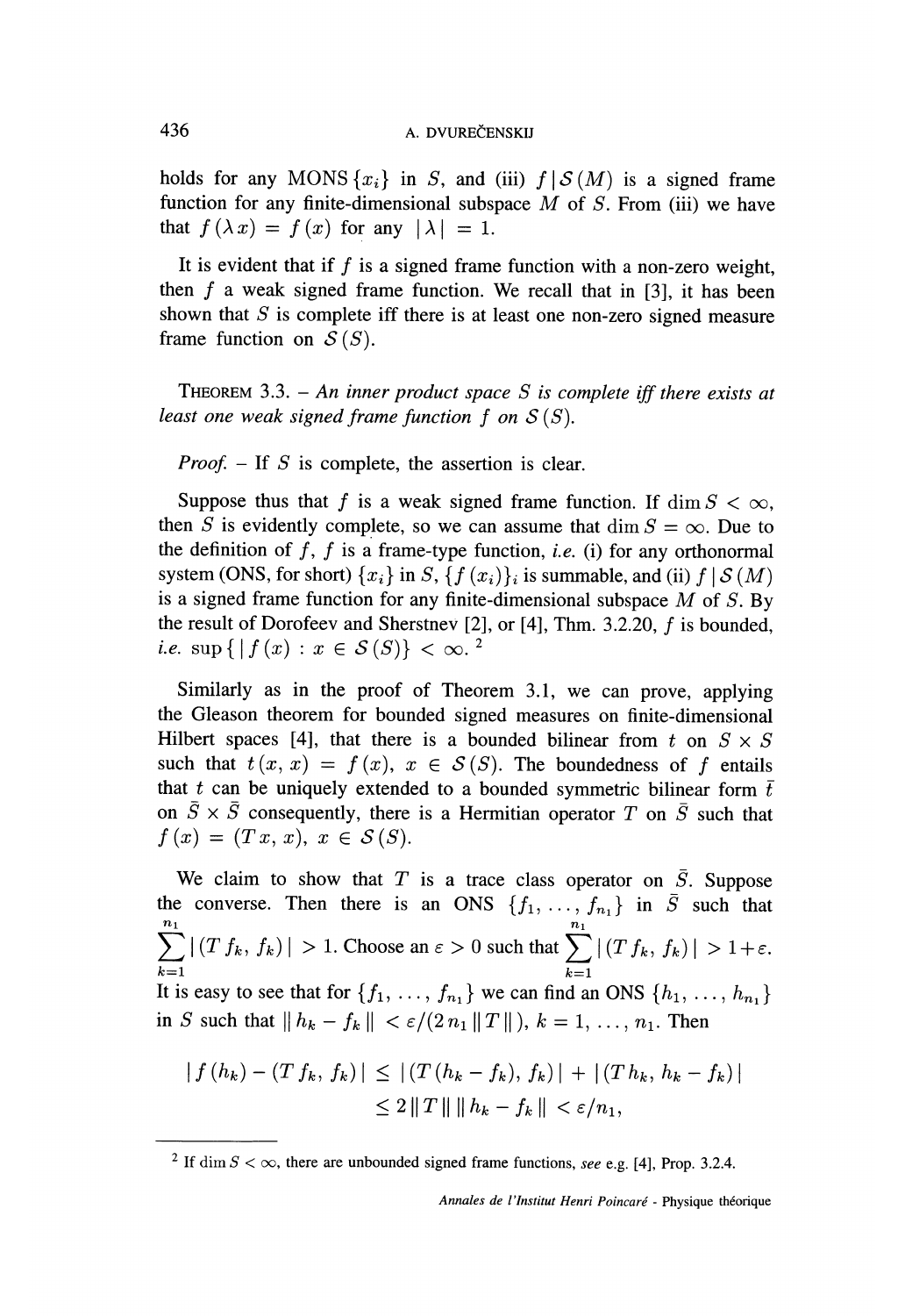holds for any MONS $\{x_i\}$ in $S$, and (iii) $f \mid \mathcal{S}(M)$ is a signed frame function for any finite-dimensional subspace $M$ of $S$. From (iii) we have that $f(\lambda x) = f(x)$ for any $|\lambda| = 1$.

It is evident that if $f$ is a signed frame function with a non-zero weight, then $f$ a weak signed frame function. We recall that in [3], it has been shown that $S$ is complete iff there is at least one non-zero signed measure frame function on $\mathcal{S}(S)$.

THEOREM 3.3. – *An inner product space $S$ is complete iff there exists at least one weak signed frame function $f$ on $\mathcal{S}(S)$.*

*Proof.* – If $S$ is complete, the assertion is clear.

Suppose thus that $f$ is a weak signed frame function. If $\dim S < \infty$, then $S$ is evidently complete, so we can assume that $\dim S = \infty$. Due to the definition of $f$, $f$ is a frame-type function, *i.e.* (i) for any orthonormal system (ONS, for short) $\{x_i\}$ in $S$, $\{f(x_i)\}_i$ is summable, and (ii) $f \mid \mathcal{S}(M)$ is a signed frame function for any finite-dimensional subspace $M$ of $S$. By the result of Dorofeev and Sherstnev [2], or [4], Thm. 3.2.20, $f$ is bounded, *i.e.* $\sup\{|f(x)| : x \in \mathcal{S}(S)\} < \infty$. [2]

Similarly as in the proof of Theorem 3.1, we can prove, applying the Gleason theorem for bounded signed measures on finite-dimensional Hilbert spaces [4], that there is a bounded bilinear from $t$ on $S \times S$ such that $t(x, x) = f(x)$, $x \in \mathcal{S}(S)$. The boundedness of $f$ entails that $t$ can be uniquely extended to a bounded symmetric bilinear form $\bar{t}$ on $\bar{S} \times \bar{S}$ consequently, there is a Hermitian operator $T$ on $\bar{S}$ such that $f(x) = (Tx, x)$, $x \in \mathcal{S}(S)$.

We claim to show that $T$ is a trace class operator on $\bar{S}$. Suppose the converse. Then there is an ONS $\{f_1, \ldots, f_{n_1}\}$ in $\bar{S}$ such that $\sum_{k=1}^{n_1} |(Tf_k, f_k)| > 1$. Choose an $\varepsilon > 0$ such that $\sum_{k=1}^{n_1} |(Tf_k, f_k)| > 1+\varepsilon$. It is easy to see that for $\{f_1, \ldots, f_{n_1}\}$ we can find an ONS $\{h_1, \ldots, h_{n_1}\}$ in $S$ such that $\| h_k - f_k \| < \varepsilon/(2n_1 \|T\|)$, $k = 1, \ldots, n_1$. Then

$$|f(h_k) - (Tf_k, f_k)| \leq |(T(h_k - f_k), f_k)| + |(Th_k, h_k - f_k)| \leq 2\|T\| \, \|h_k - f_k\| < \varepsilon/n_1,$$

[2] If $\dim S < \infty$, there are unbounded signed frame functions, *see* e.g. [4], Prop. 3.2.4.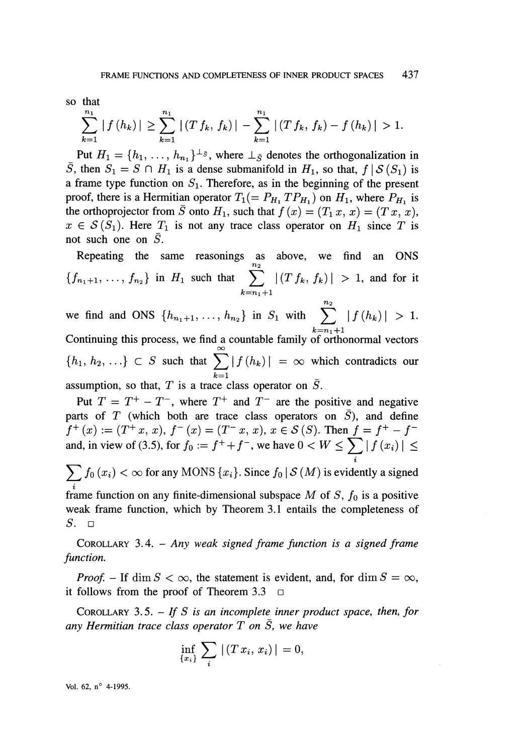so that

$$\sum_{k=1}^{n_1} |f(h_k)| \geq \sum_{k=1}^{n_1} |(T f_k, f_k)| - \sum_{k=1}^{n_1} |(T f_k, f_k) - f(h_k)| > 1.$$

Put $H_1 = \{h_1, \ldots, h_{n_1}\}^{\perp_{\bar{S}}}$, where $\perp_{\bar{S}}$ denotes the orthogonalization in $\bar{S}$, then $S_1 = S \cap H_1$ is a dense submanifold in $H_1$, so that, $f \mid \mathcal{S}(S_1)$ is a frame type function on $S_1$. Therefore, as in the beginning of the present proof, there is a Hermitian operator $T_1 (= P_{H_1} T P_{H_1})$ on $H_1$, where $P_{H_1}$ is the orthoprojector from $\bar{S}$ onto $H_1$, such that $f(x) = (T_1 x, x) = (T x, x)$, $x \in \mathcal{S}(S_1)$. Here $T_1$ is not any trace class operator on $H_1$ since $T$ is not such one on $\bar{S}$.

Repeating the same reasonings as above, we find an ONS $\{f_{n_1+1}, \ldots, f_{n_2}\}$ in $H_1$ such that $\sum_{k=n_1+1}^{n_2} |(T f_k, f_k)| > 1$, and for it we find and ONS $\{h_{n_1+1}, \ldots, h_{n_2}\}$ in $S_1$ with $\sum_{k=n_1+1}^{n_2} |f(h_k)| > 1$. Continuing this process, we find a countable family of orthonormal vectors $\{h_1, h_2, \ldots\} \subset S$ such that $\sum_{k=1}^{\infty} |f(h_k)| = \infty$ which contradicts our assumption, so that, $T$ is a trace class operator on $\bar{S}$.

Put $T = T^+ - T^-$, where $T^+$ and $T^-$ are the positive and negative parts of $T$ (which both are trace class operators on $\bar{S}$), and define $f^+(x) := (T^+ x, x)$, $f^-(x) = (T^- x, x)$, $x \in \mathcal{S}(S)$. Then $f = f^+ - f^-$ and, in view of (3.5), for $f_0 := f^+ + f^-$, we have $0 < W \leq \sum_i |f(x_i)| \leq \sum_i f_0(x_i) < \infty$ for any MONS $\{x_i\}$. Since $f_0 \mid \mathcal{S}(M)$ is evidently a signed frame function on any finite-dimensional subspace $M$ of $S$, $f_0$ is a positive weak frame function, which by Theorem 3.1 entails the completeness of $S$. $\square$

COROLLARY 3.4. – *Any weak signed frame function is a signed frame function.*

*Proof.* – If $\dim S < \infty$, the statement is evident, and, for $\dim S = \infty$, it follows from the proof of Theorem 3.3 $\square$

COROLLARY 3.5. – *If $S$ is an incomplete inner product space, then, for any Hermitian trace class operator $T$ on $\bar{S}$, we have*

$$\inf_{\{x_i\}} \sum_i |(T x_i, x_i)| = 0,$$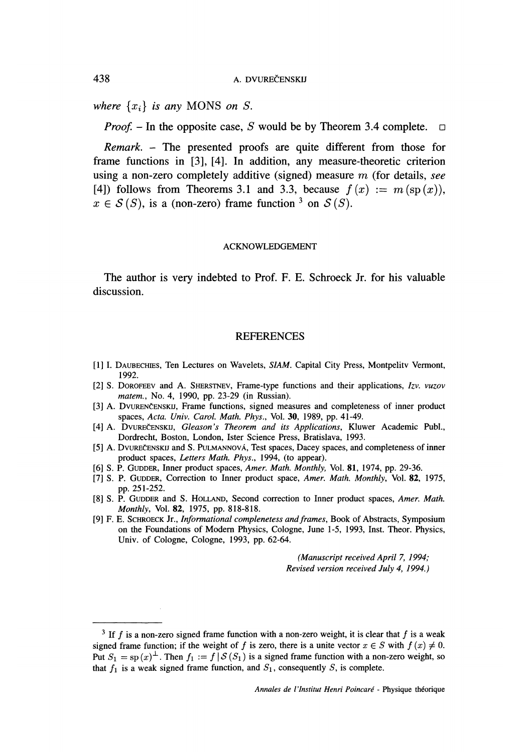*where* $\{x_i\}$ *is any* MONS *on* $S$.

*Proof.* – In the opposite case, $S$ would be by Theorem 3.4 complete. □

*Remark.* – The presented proofs are quite different from those for frame functions in [3], [4]. In addition, any measure-theoretic criterion using a non-zero completely additive (signed) measure $m$ (for details, *see* [4]) follows from Theorems 3.1 and 3.3, because $f(x) := m(\mathrm{sp}(x))$, $x \in \mathcal{S}(S)$, is a (non-zero) frame function [3] on $\mathcal{S}(S)$.

## ACKNOWLEDGEMENT

The author is very indebted to Prof. F. E. Schroeck Jr. for his valuable discussion.

## REFERENCES

[1] I. Daubechies, Ten Lectures on Wavelets, *SIAM*. Capital City Press, Montpelitv Vermont, 1992.

[2] S. Dorofeev and A. Sherstnev, Frame-type functions and their applications, *Izv. vuzov matem.*, No. 4, 1990, pp. 23-29 (in Russian).

[3] A. Dvurenčenskij, Frame functions, signed measures and completeness of inner product spaces, *Acta. Univ. Carol. Math. Phys.*, Vol. **30**, 1989, pp. 41-49.

[4] A. Dvurečenskij, *Gleason's Theorem and its Applications*, Kluwer Academic Publ., Dordrecht, Boston, London, Ister Science Press, Bratislava, 1993.

[5] A. Dvurečenskij and S. Pulmannová, Test spaces, Dacey spaces, and completeness of inner product spaces, *Letters Math. Phys.*, 1994, (to appear).

[6] S. P. Gudder, Inner product spaces, *Amer. Math. Monthly,* Vol. **81**, 1974, pp. 29-36.

[7] S. P. Gudder, Correction to Inner product space, *Amer. Math. Monthly*, Vol. **82**, 1975, pp. 251-252.

[8] S. P. Gudder and S. Holland, Second correction to Inner product spaces, *Amer. Math. Monthly*, Vol. **82**, 1975, pp. 818-818.

[9] F. E. Schroeck Jr., *Informational complenetess and frames*, Book of Abstracts, Symposium on the Foundations of Modern Physics, Cologne, June 1-5, 1993, Inst. Theor. Physics, Univ. of Cologne, Cologne, 1993, pp. 62-64.

*(Manuscript received April 7, 1994;*
*Revised version received July 4, 1994.)*

---

[3] If $f$ is a non-zero signed frame function with a non-zero weight, it is clear that $f$ is a weak signed frame function; if the weight of $f$ is zero, there is a unite vector $x \in S$ with $f(x) \neq 0$. Put $S_1 = \mathrm{sp}(x)^{\perp}$. Then $f_1 := f \mid \mathcal{S}(S_1)$ is a signed frame function with a non-zero weight, so that $f_1$ is a weak signed frame function, and $S_1$, consequently $S$, is complete.